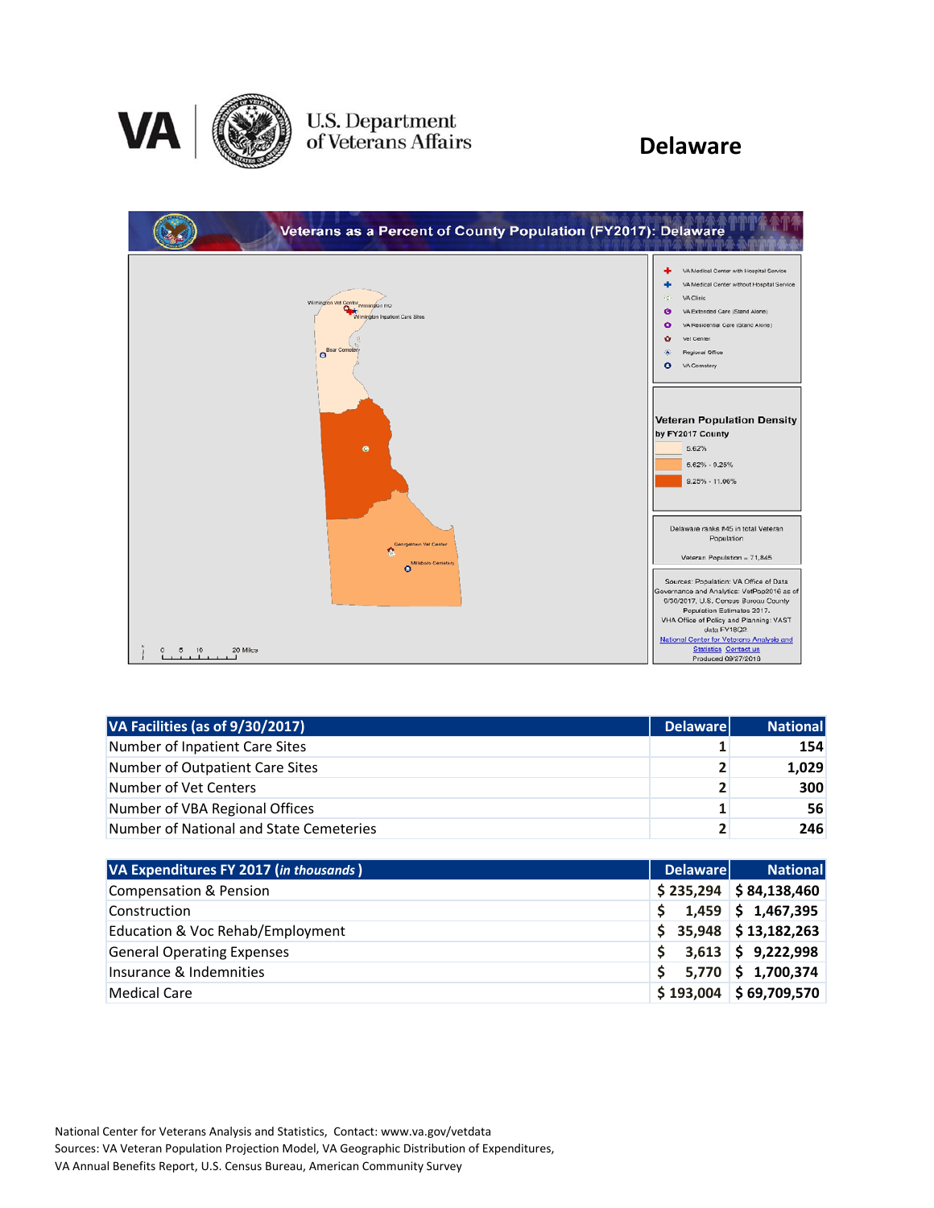# Delaware

U.S. Department of Veterans Affairs

## Veterans as a Percent of County Population (FY2017): Delaware

Wilmington Vet Center, Wilmington RO, Wilmington Inpatient Care Sites, Bear Cemetery, Georgetown Vet Center, Millsboro Cemetery

Legend: VA Medical Center with Hospital Service; VA Medical Center without Hospital Service; VA Clinic; VA Extended Care (Stand Alone); VA Residential Care (Stand Alone); Vet Center; Regional Office; VA Cemetery

**Veteran Population Density by FY2017 County**

- 5.62%
- 5.62% - 9.25%
- 9.25% - 11.06%

Delaware ranks #45 in total Veteran Population

Veteran Population = 71,845

Sources: Population: VA Office of Data Governance and Analytics: VetPop2016 as of 9/30/2017, U.S. Census Bureau County Population Estimates 2017. VHA Office of Policy and Planning: VAST data FY18Q2

National Center for Veterans Analysis and Statistics Contact us

Produced 09/27/2018

0 5 10 20 Miles

| VA Facilities (as of 9/30/2017) | Delaware | National |
|---|---|---|
| Number of Inpatient Care Sites | 1 | 154 |
| Number of Outpatient Care Sites | 2 | 1,029 |
| Number of Vet Centers | 2 | 300 |
| Number of VBA Regional Offices | 1 | 56 |
| Number of National and State Cemeteries | 2 | 246 |

| VA Expenditures FY 2017 (*in thousands*) | Delaware | National |
|---|---|---|
| Compensation & Pension | $ 235,294 | $ 84,138,460 |
| Construction | $ 1,459 | $ 1,467,395 |
| Education & Voc Rehab/Employment | $ 35,948 | $ 13,182,263 |
| General Operating Expenses | $ 3,613 | $ 9,222,998 |
| Insurance & Indemnities | $ 5,770 | $ 1,700,374 |
| Medical Care | $ 193,004 | $ 69,709,570 |

National Center for Veterans Analysis and Statistics, Contact: www.va.gov/vetdata
Sources: VA Veteran Population Projection Model, VA Geographic Distribution of Expenditures, VA Annual Benefits Report, U.S. Census Bureau, American Community Survey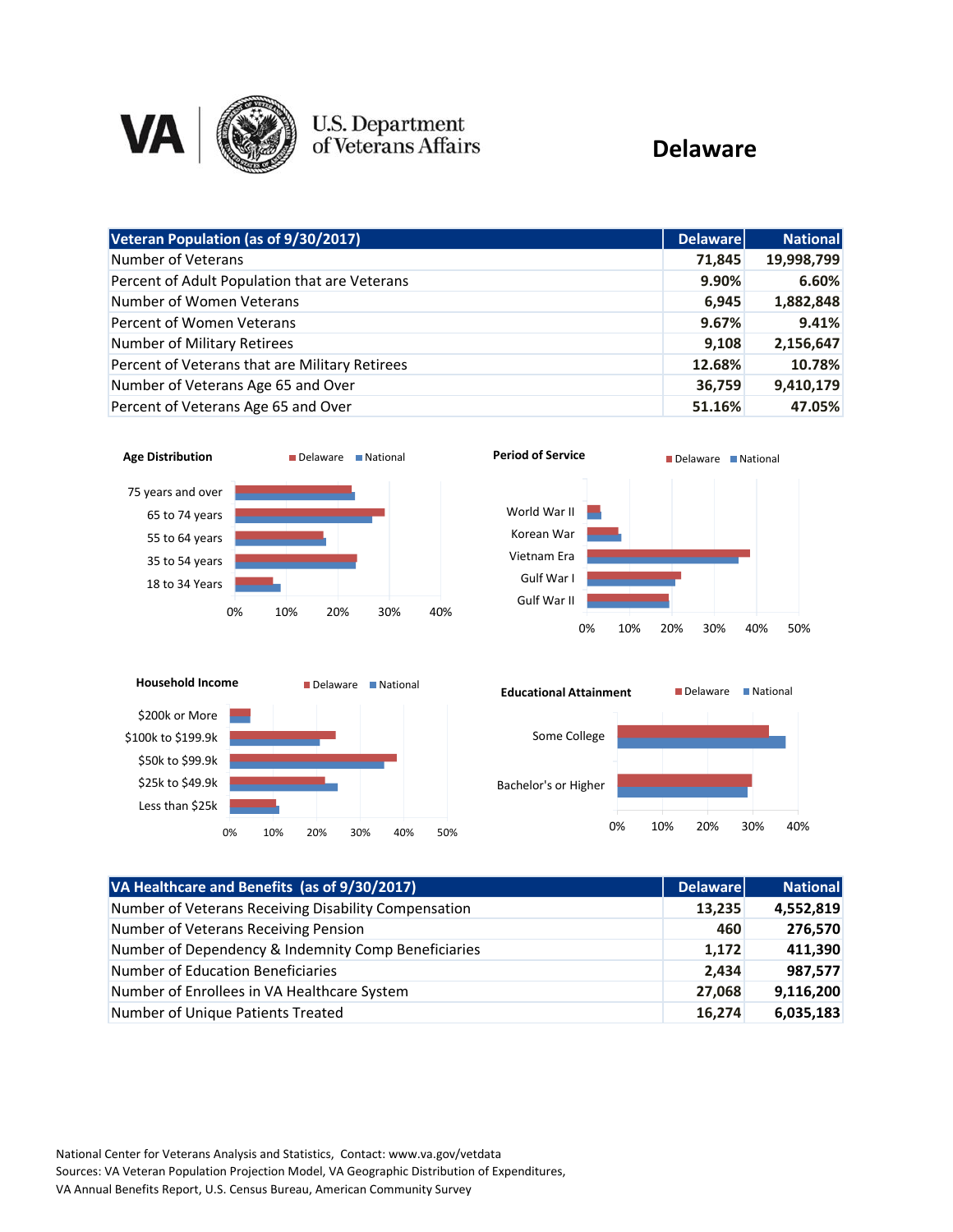VA | U.S. Department of Veterans Affairs

# Delaware

| Veteran Population (as of 9/30/2017) | Delaware | National |
|---|---|---|
| Number of Veterans | 71,845 | 19,998,799 |
| Percent of Adult Population that are Veterans | 9.90% | 6.60% |
| Number of Women Veterans | 6,945 | 1,882,848 |
| Percent of Women Veterans | 9.67% | 9.41% |
| Number of Military Retirees | 9,108 | 2,156,647 |
| Percent of Veterans that are Military Retirees | 12.68% | 10.78% |
| Number of Veterans Age 65 and Over | 36,759 | 9,410,179 |
| Percent of Veterans Age 65 and Over | 51.16% | 47.05% |

**Age Distribution** (Delaware, National)

Categories: 75 years and over; 65 to 74 years; 55 to 64 years; 35 to 54 years; 18 to 34 Years

**Period of Service** (Delaware, National)

Categories: World War II; Korean War; Vietnam Era; Gulf War I; Gulf War II

**Household Income** (Delaware, National)

Categories: $200k or More; $100k to $199.9k; $50k to $99.9k; $25k to $49.9k; Less than $25k

**Educational Attainment** (Delaware, National)

Categories: Some College; Bachelor's or Higher

| VA Healthcare and Benefits (as of 9/30/2017) | Delaware | National |
|---|---|---|
| Number of Veterans Receiving Disability Compensation | 13,235 | 4,552,819 |
| Number of Veterans Receiving Pension | 460 | 276,570 |
| Number of Dependency & Indemnity Comp Beneficiaries | 1,172 | 411,390 |
| Number of Education Beneficiaries | 2,434 | 987,577 |
| Number of Enrollees in VA Healthcare System | 27,068 | 9,116,200 |
| Number of Unique Patients Treated | 16,274 | 6,035,183 |

National Center for Veterans Analysis and Statistics, Contact: www.va.gov/vetdata
Sources: VA Veteran Population Projection Model, VA Geographic Distribution of Expenditures, VA Annual Benefits Report, U.S. Census Bureau, American Community Survey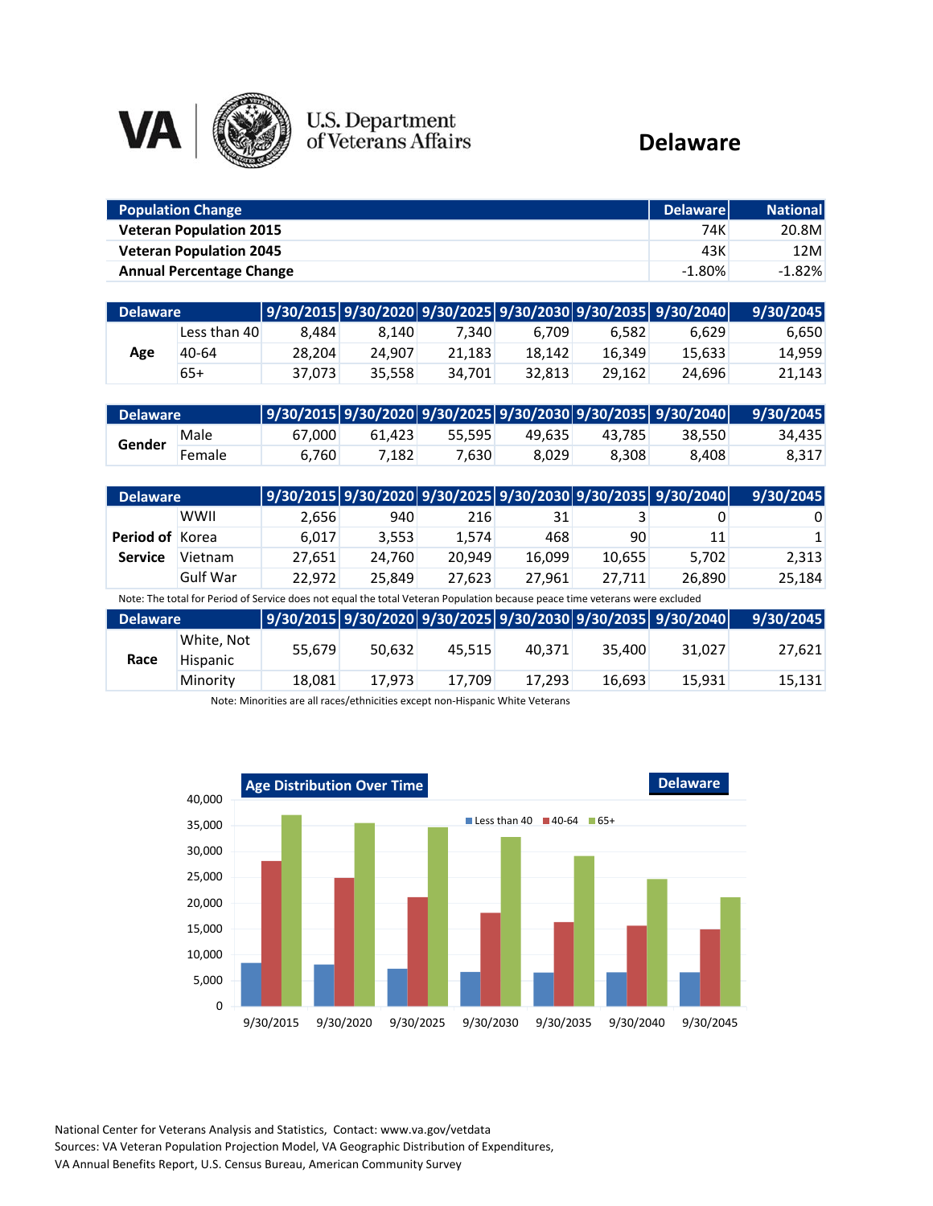VA | U.S. Department of Veterans Affairs

# Delaware

| Population Change | Delaware | National |
|---|---|---|
| **Veteran Population 2015** | 74K | 20.8M |
| **Veteran Population 2045** | 43K | 12M |
| **Annual Percentage Change** | -1.80% | -1.82% |

| Delaware | | 9/30/2015 | 9/30/2020 | 9/30/2025 | 9/30/2030 | 9/30/2035 | 9/30/2040 | 9/30/2045 |
|---|---|---|---|---|---|---|---|---|
| **Age** | Less than 40 | 8,484 | 8,140 | 7,340 | 6,709 | 6,582 | 6,629 | 6,650 |
| | 40-64 | 28,204 | 24,907 | 21,183 | 18,142 | 16,349 | 15,633 | 14,959 |
| | 65+ | 37,073 | 35,558 | 34,701 | 32,813 | 29,162 | 24,696 | 21,143 |

| Delaware | | 9/30/2015 | 9/30/2020 | 9/30/2025 | 9/30/2030 | 9/30/2035 | 9/30/2040 | 9/30/2045 |
|---|---|---|---|---|---|---|---|---|
| **Gender** | Male | 67,000 | 61,423 | 55,595 | 49,635 | 43,785 | 38,550 | 34,435 |
| | Female | 6,760 | 7,182 | 7,630 | 8,029 | 8,308 | 8,408 | 8,317 |

| Delaware | | 9/30/2015 | 9/30/2020 | 9/30/2025 | 9/30/2030 | 9/30/2035 | 9/30/2040 | 9/30/2045 |
|---|---|---|---|---|---|---|---|---|
| **Period of Service** | WWII | 2,656 | 940 | 216 | 31 | 3 | 0 | 0 |
| | Korea | 6,017 | 3,553 | 1,574 | 468 | 90 | 11 | 1 |
| | Vietnam | 27,651 | 24,760 | 20,949 | 16,099 | 10,655 | 5,702 | 2,313 |
| | Gulf War | 22,972 | 25,849 | 27,623 | 27,961 | 27,711 | 26,890 | 25,184 |

Note: The total for Period of Service does not equal the total Veteran Population because peace time veterans were excluded

| Delaware | | 9/30/2015 | 9/30/2020 | 9/30/2025 | 9/30/2030 | 9/30/2035 | 9/30/2040 | 9/30/2045 |
|---|---|---|---|---|---|---|---|---|
| **Race** | White, Not Hispanic | 55,679 | 50,632 | 45,515 | 40,371 | 35,400 | 31,027 | 27,621 |
| | Minority | 18,081 | 17,973 | 17,709 | 17,293 | 16,693 | 15,931 | 15,131 |

Note: Minorities are all races/ethnicities except non-Hispanic White Veterans

Age Distribution Over Time

Delaware

Less than 40  40-64  65+

40,000
35,000
30,000
25,000
20,000
15,000
10,000
5,000
0

9/30/2015 9/30/2020 9/30/2025 9/30/2030 9/30/2035 9/30/2040 9/30/2045

National Center for Veterans Analysis and Statistics, Contact: www.va.gov/vetdata
Sources: VA Veteran Population Projection Model, VA Geographic Distribution of Expenditures, VA Annual Benefits Report, U.S. Census Bureau, American Community Survey